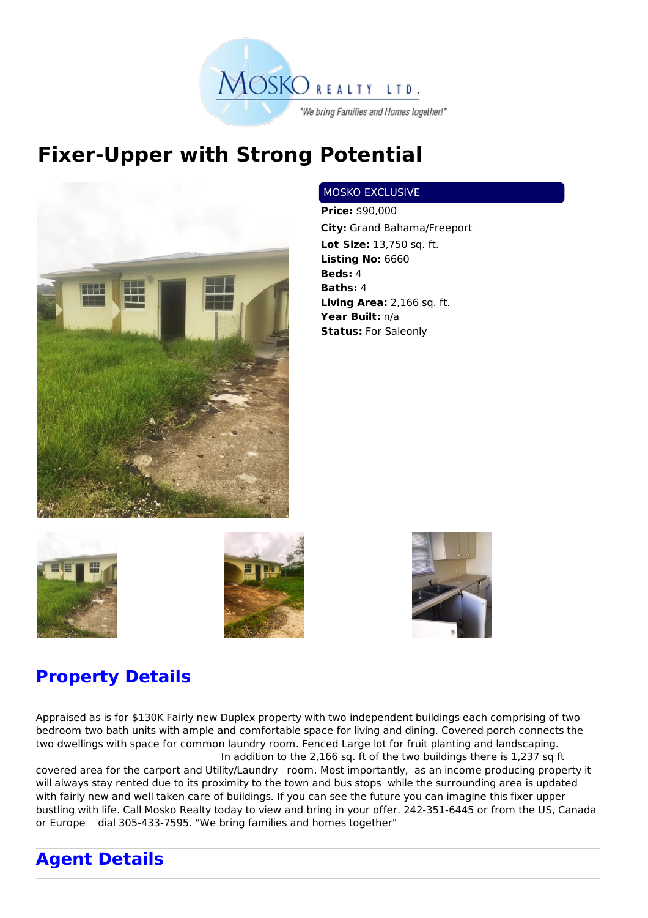MOSKO REALTY LTD.

"We bring Families and Homes together!"

# Fixer-Upper with Strong Potential

MOSKO EXCLUSIVE

**Price:** $90,000

**City:** Grand Bahama/Freeport

**Lot Size:** 13,750 sq. ft.

**Listing No:** 6660

**Beds:** 4

**Baths:** 4

**Living Area:** 2,166 sq. ft.

**Year Built:** n/a

**Status:** For Saleonly

## Property Details

Appraised as is for $130K Fairly new Duplex property with two independent buildings each comprising of two bedroom two bath units with ample and comfortable space for living and dining. Covered porch connects the two dwellings with space for common laundry room. Fenced Large lot for fruit planting and landscaping. In addition to the 2,166 sq. ft of the two buildings there is 1,237 sq ft covered area for the carport and Utility/Laundry room. Most importantly, as an income producing property it will always stay rented due to its proximity to the town and bus stops while the surrounding area is updated with fairly new and well taken care of buildings. If you can see the future you can imagine this fixer upper bustling with life. Call Mosko Realty today to view and bring in your offer. 242-351-6445 or from the US, Canada or Europe dial 305-433-7595. "We bring families and homes together"

## Agent Details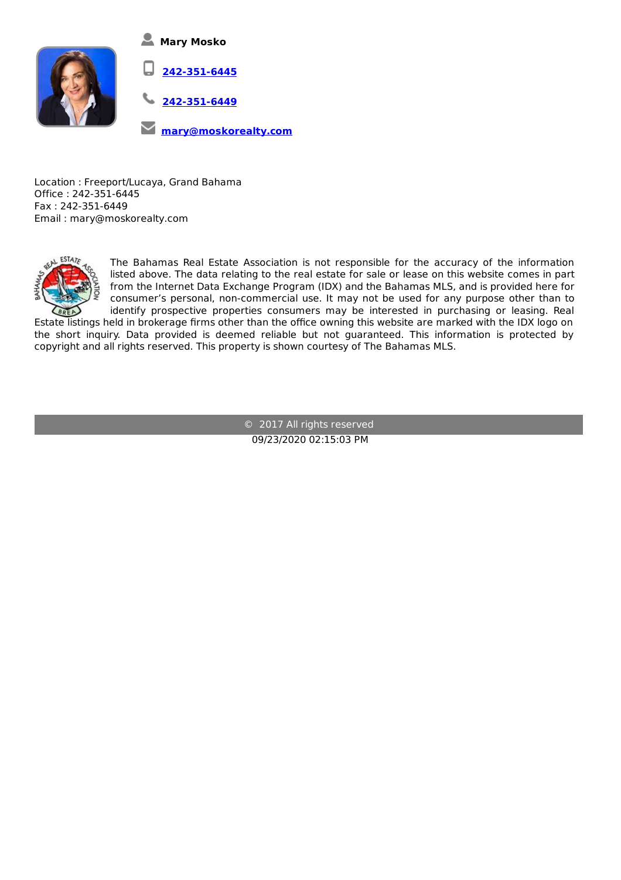**Mary Mosko**

242-351-6445

242-351-6449

mary@moskorealty.com

Location : Freeport/Lucaya, Grand Bahama
Office : 242-351-6445
Fax : 242-351-6449
Email : mary@moskorealty.com

The Bahamas Real Estate Association is not responsible for the accuracy of the information listed above. The data relating to the real estate for sale or lease on this website comes in part from the Internet Data Exchange Program (IDX) and the Bahamas MLS, and is provided here for consumer's personal, non-commercial use. It may not be used for any purpose other than to identify prospective properties consumers may be interested in purchasing or leasing. Real Estate listings held in brokerage firms other than the office owning this website are marked with the IDX logo on the short inquiry. Data provided is deemed reliable but not guaranteed. This information is protected by copyright and all rights reserved. This property is shown courtesy of The Bahamas MLS.

© 2017 All rights reserved

09/23/2020 02:15:03 PM